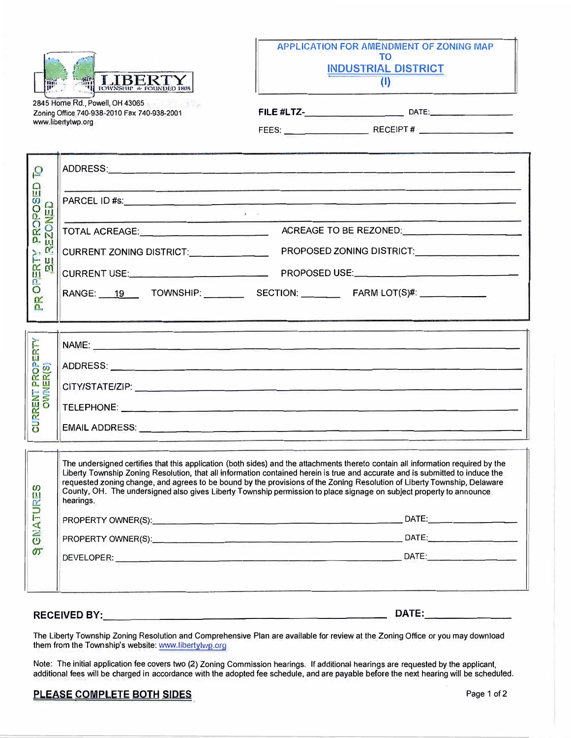LIBERTY TOWNSHIP ★ FOUNDED 1808

2845 Home Rd., Powell, OH 43065
Zoning Office 740-938-2010 Fax 740-938-2001
www.libertytwp.org

# APPLICATION FOR AMENDMENT OF ZONING MAP TO INDUSTRIAL DISTRICT (I)

FILE #LTZ-\_\_\_\_\_\_\_\_\_\_\_\_\_\_\_\_ DATE:\_\_\_\_\_\_\_\_\_\_\_\_\_\_

FEES: \_\_\_\_\_\_\_\_\_\_\_\_\_\_ RECEIPT # \_\_\_\_\_\_\_\_\_\_\_\_\_\_\_\_

## PROPERTY PROPOSED TO BE REZONED

ADDRESS:\_\_\_\_\_\_\_\_\_\_\_\_\_\_\_\_\_\_\_\_\_\_\_\_\_\_\_\_\_\_\_\_\_\_\_\_\_\_\_\_

PARCEL ID #s:\_\_\_\_\_\_\_\_\_\_\_\_\_\_\_\_\_\_\_\_\_\_\_\_\_\_\_\_\_\_\_\_\_\_\_\_\_\_

TOTAL ACREAGE:\_\_\_\_\_\_\_\_\_\_\_\_\_\_\_\_ ACREAGE TO BE REZONED:\_\_\_\_\_\_\_\_\_\_\_\_\_\_\_\_

CURRENT ZONING DISTRICT:\_\_\_\_\_\_\_\_\_\_\_\_\_\_ PROPOSED ZONING DISTRICT:\_\_\_\_\_\_\_\_\_\_\_\_\_\_

CURRENT USE:\_\_\_\_\_\_\_\_\_\_\_\_\_\_\_\_ PROPOSED USE:\_\_\_\_\_\_\_\_\_\_\_\_\_\_\_\_

RANGE: \_\_19\_\_ TOWNSHIP: \_\_\_\_\_\_ SECTION: \_\_\_\_\_\_ FARM LOT(S)#: \_\_\_\_\_\_\_\_\_\_

## CURRENT PROPERTY OWNER(S)

NAME: \_\_\_\_\_\_\_\_\_\_\_\_\_\_\_\_\_\_\_\_\_\_\_\_\_\_\_\_\_\_\_\_\_\_\_\_\_\_\_\_

ADDRESS: \_\_\_\_\_\_\_\_\_\_\_\_\_\_\_\_\_\_\_\_\_\_\_\_\_\_\_\_\_\_\_\_\_\_\_\_\_\_\_\_

CITY/STATE/ZIP: \_\_\_\_\_\_\_\_\_\_\_\_\_\_\_\_\_\_\_\_\_\_\_\_\_\_\_\_\_\_\_\_\_\_\_\_

TELEPHONE: \_\_\_\_\_\_\_\_\_\_\_\_\_\_\_\_\_\_\_\_\_\_\_\_\_\_\_\_\_\_\_\_\_\_\_\_\_\_

EMAIL ADDRESS: \_\_\_\_\_\_\_\_\_\_\_\_\_\_\_\_\_\_\_\_\_\_\_\_\_\_\_\_\_\_\_\_\_\_\_\_

## SIGNATURES

The undersigned certifies that this application (both sides) and the attachments thereto contain all information required by the Liberty Township Zoning Resolution, that all information contained herein is true and accurate and is submitted to induce the requested zoning change, and agrees to be bound by the provisions of the Zoning Resolution of Liberty Township, Delaware County, OH. The undersigned also gives Liberty Township permission to place signage on subject property to announce hearings.

PROPERTY OWNER(S):\_\_\_\_\_\_\_\_\_\_\_\_\_\_\_\_\_\_\_\_\_\_\_\_\_\_\_\_\_\_\_\_ DATE:\_\_\_\_\_\_\_\_\_\_\_\_

PROPERTY OWNER(S):\_\_\_\_\_\_\_\_\_\_\_\_\_\_\_\_\_\_\_\_\_\_\_\_\_\_\_\_\_\_\_\_ DATE:\_\_\_\_\_\_\_\_\_\_\_\_

DEVELOPER: \_\_\_\_\_\_\_\_\_\_\_\_\_\_\_\_\_\_\_\_\_\_\_\_\_\_\_\_\_\_\_\_\_\_\_\_\_\_ DATE:\_\_\_\_\_\_\_\_\_\_\_\_

**RECEIVED BY:**\_\_\_\_\_\_\_\_\_\_\_\_\_\_\_\_\_\_\_\_\_\_\_\_\_\_\_\_\_\_\_\_\_\_\_\_ **DATE:**\_\_\_\_\_\_\_\_\_\_\_\_

The Liberty Township Zoning Resolution and Comprehensive Plan are available for review at the Zoning Office or you may download them from the Township's website: www.libertytwp.org

Note: The initial application fee covers two (2) Zoning Commission hearings. If additional hearings are requested by the applicant, additional fees will be charged in accordance with the adopted fee schedule, and are payable before the next hearing will be scheduled.

**PLEASE COMPLETE BOTH SIDES**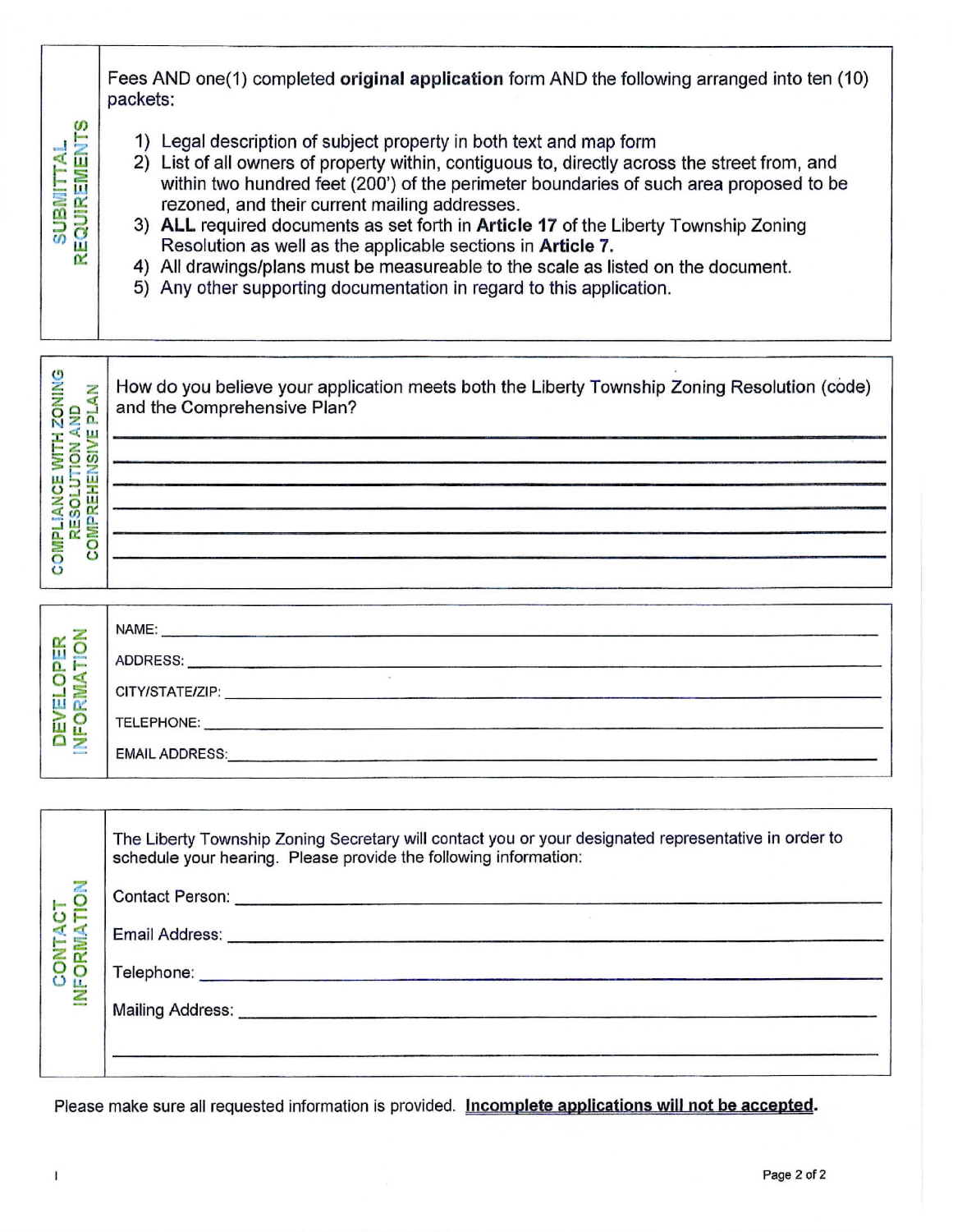## SUBMITTAL REQUIREMENTS

Fees AND one(1) completed **original application** form AND the following arranged into ten (10) packets:

1) Legal description of subject property in both text and map form
2) List of all owners of property within, contiguous to, directly across the street from, and within two hundred feet (200') of the perimeter boundaries of such area proposed to be rezoned, and their current mailing addresses.
3) **ALL** required documents as set forth in **Article 17** of the Liberty Township Zoning Resolution as well as the applicable sections in **Article 7.**
4) All drawings/plans must be measureable to the scale as listed on the document.
5) Any other supporting documentation in regard to this application.

## COMPLIANCE WITH ZONING RESOLUTION AND COMPREHENSIVE PLAN

How do you believe your application meets both the Liberty Township Zoning Resolution (code) and the Comprehensive Plan?

______________________________________________________________________

______________________________________________________________________

______________________________________________________________________

______________________________________________________________________

______________________________________________________________________

______________________________________________________________________

## DEVELOPER INFORMATION

NAME: ______________________________________________________________

ADDRESS: ___________________________________________________________

CITY/STATE/ZIP: _____________________________________________________

TELEPHONE: _________________________________________________________

EMAIL ADDRESS: _____________________________________________________

## CONTACT INFORMATION

The Liberty Township Zoning Secretary will contact you or your designated representative in order to schedule your hearing. Please provide the following information:

Contact Person: _______________________________________________________

Email Address: ________________________________________________________

Telephone: ___________________________________________________________

Mailing Address: ______________________________________________________

______________________________________________________________________

Please make sure all requested information is provided. **Incomplete applications will not be accepted.**